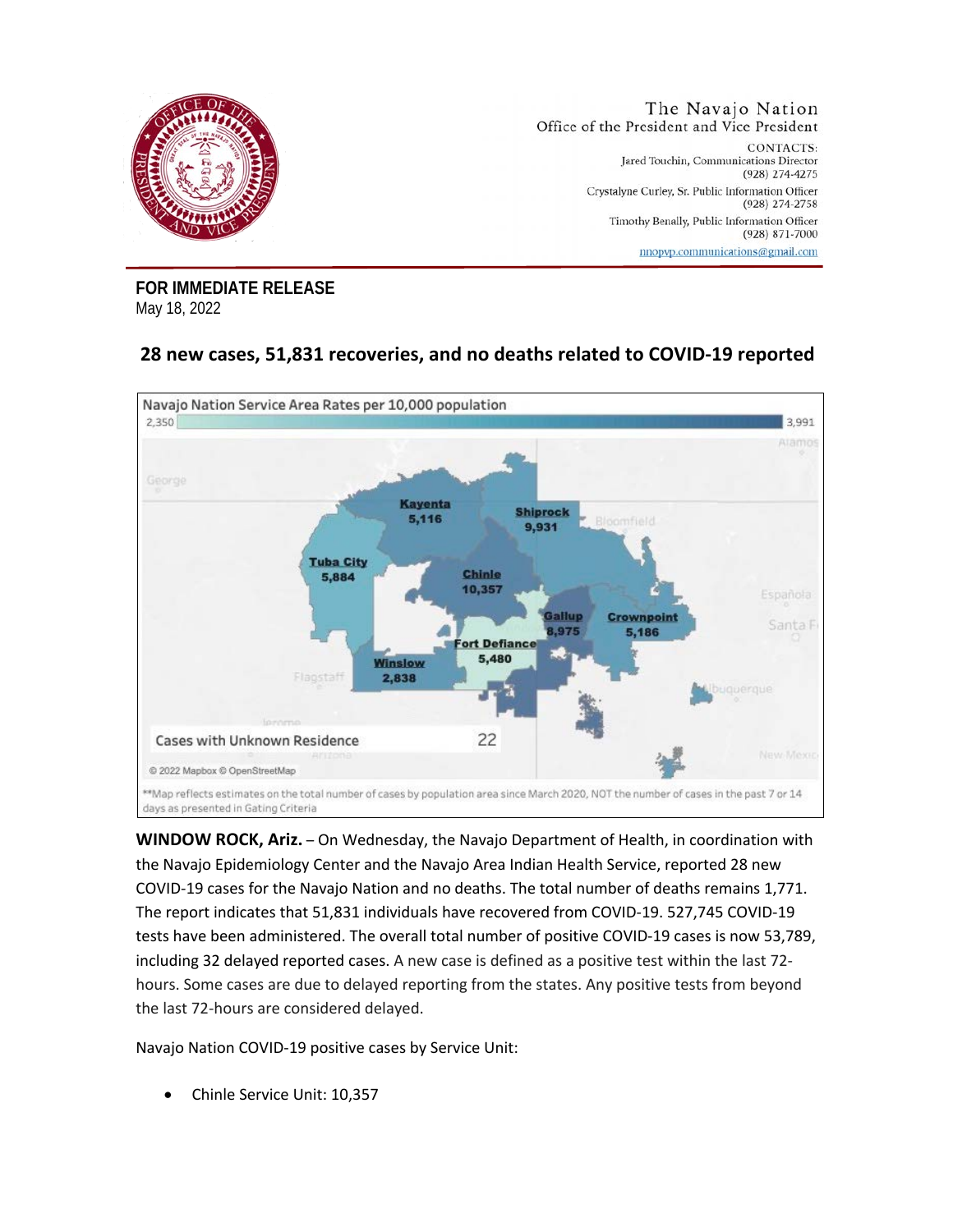The Navajo Nation
Office of the President and Vice President

CONTACTS:
Jared Touchin, Communications Director
(928) 274-4275

Crystalyne Curley, Sr. Public Information Officer
(928) 274-2758

Timothy Benally, Public Information Officer
(928) 871-7000

nnopvp.communications@gmail.com

**FOR IMMEDIATE RELEASE**
May 18, 2022

## 28 new cases, 51,831 recoveries, and no deaths related to COVID-19 reported

Navajo Nation Service Area Rates per 10,000 population

2,350 — 3,991

Kayenta 5,116
Shiprock 9,931
Tuba City 5,884
Chinle 10,357
Gallup 8,975
Crownpoint 5,186
Fort Defiance 5,480
Winslow 2,838

Cases with Unknown Residence 22

© 2022 Mapbox © OpenStreetMap

**Map reflects estimates on the total number of cases by population area since March 2020, NOT the number of cases in the past 7 or 14 days as presented in Gating Criteria

**WINDOW ROCK, Ariz.** – On Wednesday, the Navajo Department of Health, in coordination with the Navajo Epidemiology Center and the Navajo Area Indian Health Service, reported 28 new COVID-19 cases for the Navajo Nation and no deaths. The total number of deaths remains 1,771. The report indicates that 51,831 individuals have recovered from COVID-19. 527,745 COVID-19 tests have been administered. The overall total number of positive COVID-19 cases is now 53,789, including 32 delayed reported cases. A new case is defined as a positive test within the last 72-hours. Some cases are due to delayed reporting from the states. Any positive tests from beyond the last 72-hours are considered delayed.

Navajo Nation COVID-19 positive cases by Service Unit:

- Chinle Service Unit: 10,357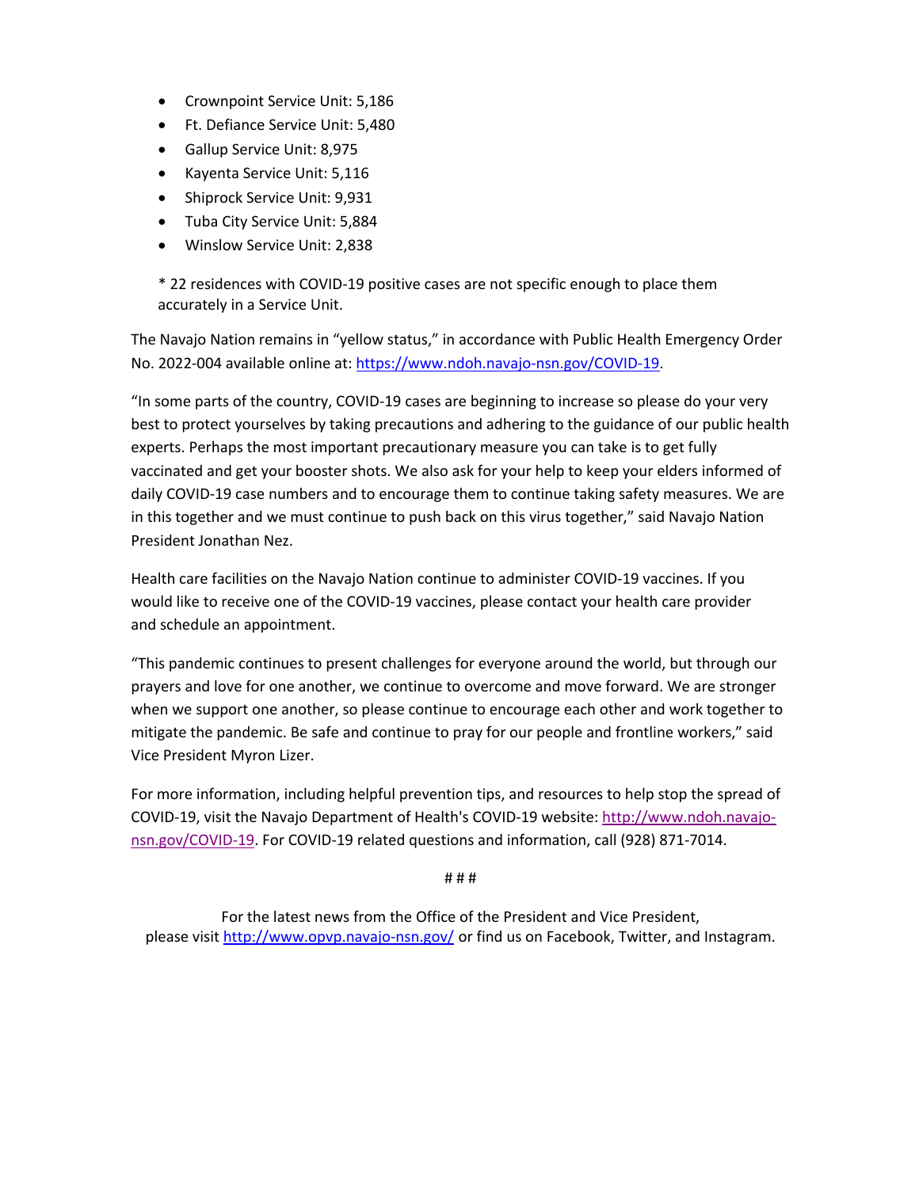- Crownpoint Service Unit: 5,186
- Ft. Defiance Service Unit: 5,480
- Gallup Service Unit: 8,975
- Kayenta Service Unit: 5,116
- Shiprock Service Unit: 9,931
- Tuba City Service Unit: 5,884
- Winslow Service Unit: 2,838

* 22 residences with COVID-19 positive cases are not specific enough to place them accurately in a Service Unit.

The Navajo Nation remains in "yellow status," in accordance with Public Health Emergency Order No. 2022-004 available online at: https://www.ndoh.navajo-nsn.gov/COVID-19.

"In some parts of the country, COVID-19 cases are beginning to increase so please do your very best to protect yourselves by taking precautions and adhering to the guidance of our public health experts. Perhaps the most important precautionary measure you can take is to get fully vaccinated and get your booster shots. We also ask for your help to keep your elders informed of daily COVID-19 case numbers and to encourage them to continue taking safety measures. We are in this together and we must continue to push back on this virus together," said Navajo Nation President Jonathan Nez.

Health care facilities on the Navajo Nation continue to administer COVID-19 vaccines. If you would like to receive one of the COVID-19 vaccines, please contact your health care provider and schedule an appointment.

"This pandemic continues to present challenges for everyone around the world, but through our prayers and love for one another, we continue to overcome and move forward. We are stronger when we support one another, so please continue to encourage each other and work together to mitigate the pandemic. Be safe and continue to pray for our people and frontline workers," said Vice President Myron Lizer.

For more information, including helpful prevention tips, and resources to help stop the spread of COVID-19, visit the Navajo Department of Health's COVID-19 website: http://www.ndoh.navajo-nsn.gov/COVID-19. For COVID-19 related questions and information, call (928) 871-7014.

# # #

For the latest news from the Office of the President and Vice President, please visit http://www.opvp.navajo-nsn.gov/ or find us on Facebook, Twitter, and Instagram.